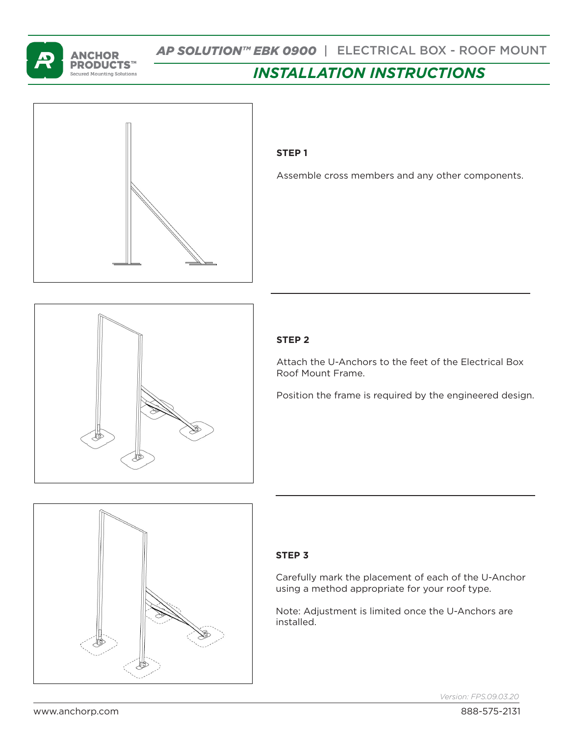# AP SOLUTION™ EBK 0900 | ELECTRICAL BOX - ROOF MOUNT

## INSTALLATION INSTRUCTIONS

**STEP 1**

Assemble cross members and any other components.

**STEP 2**

Attach the U-Anchors to the feet of the Electrical Box Roof Mount Frame.

Position the frame is required by the engineered design.

**STEP 3**

Carefully mark the placement of each of the U-Anchor using a method appropriate for your roof type.

Note: Adjustment is limited once the U-Anchors are installed.

*Version: FPS.09.03.20*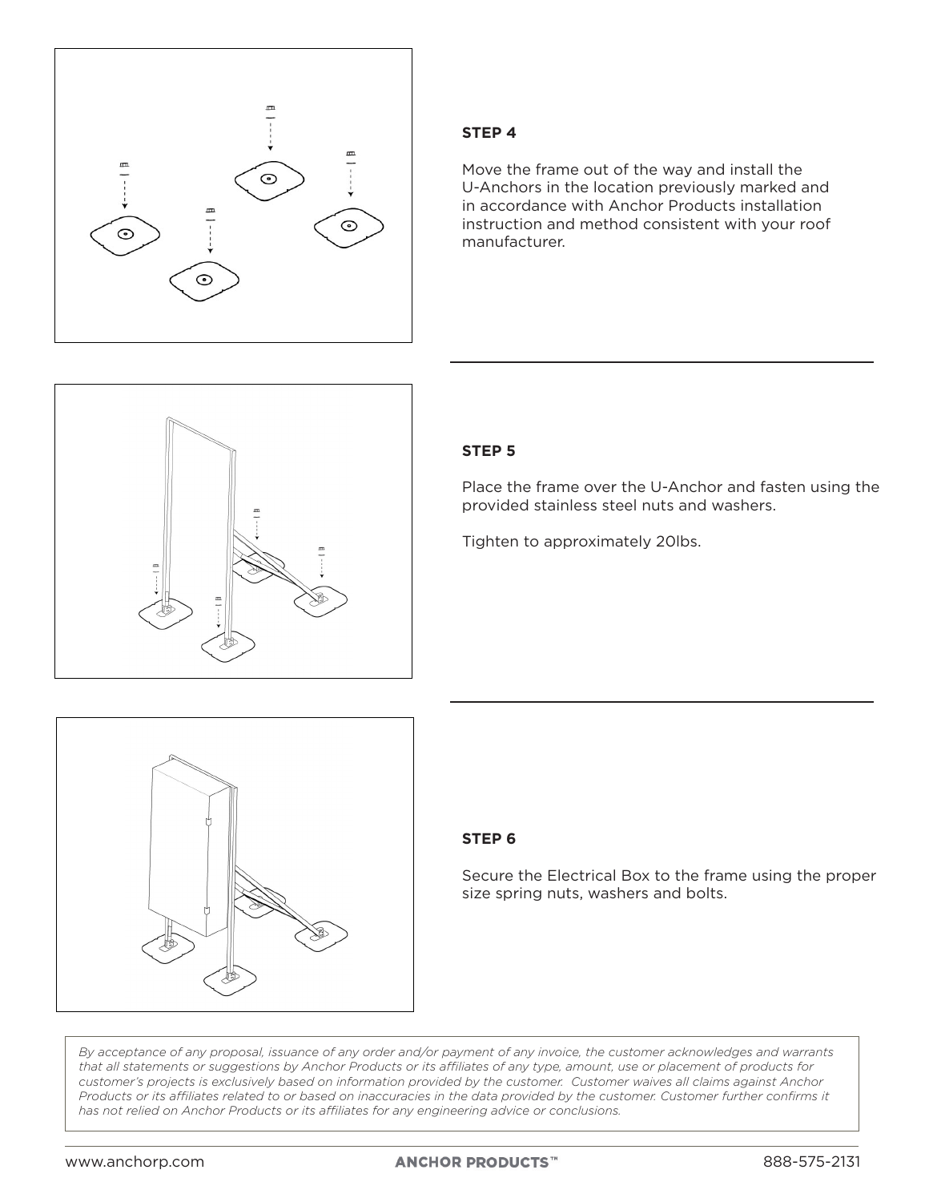**STEP 4**

Move the frame out of the way and install the U-Anchors in the location previously marked and in accordance with Anchor Products installation instruction and method consistent with your roof manufacturer.

**STEP 5**

Place the frame over the U-Anchor and fasten using the provided stainless steel nuts and washers.

Tighten to approximately 20lbs.

**STEP 6**

Secure the Electrical Box to the frame using the proper size spring nuts, washers and bolts.

*By acceptance of any proposal, issuance of any order and/or payment of any invoice, the customer acknowledges and warrants that all statements or suggestions by Anchor Products or its affiliates of any type, amount, use or placement of products for customer's projects is exclusively based on information provided by the customer. Customer waives all claims against Anchor Products or its affiliates related to or based on inaccuracies in the data provided by the customer. Customer further confirms it has not relied on Anchor Products or its affiliates for any engineering advice or conclusions.*